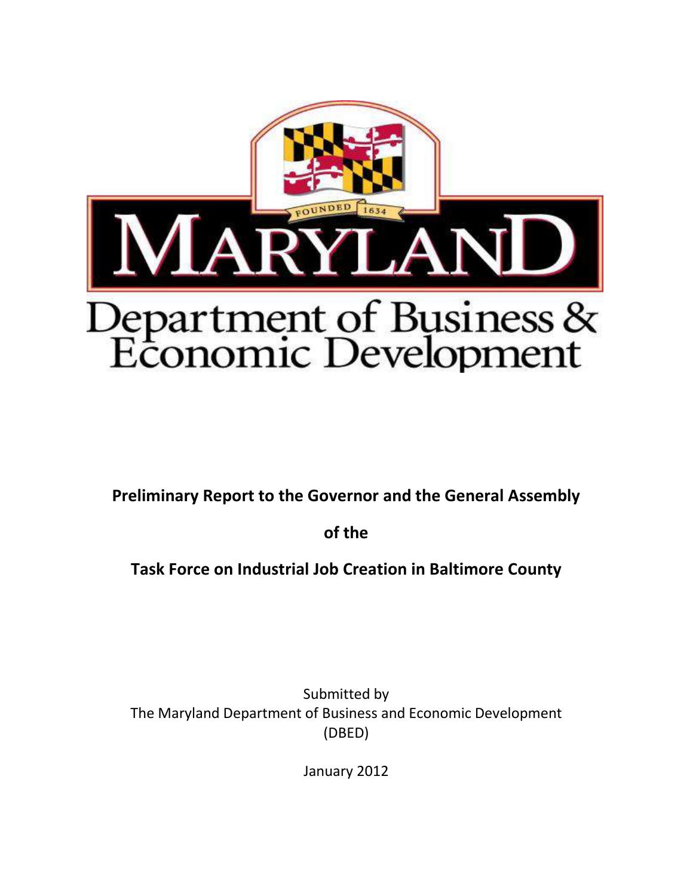MARYLAND

FOUNDED 1634

Department of Business & Economic Development

**Preliminary Report to the Governor and the General Assembly**

**of the**

**Task Force on Industrial Job Creation in Baltimore County**

Submitted by
The Maryland Department of Business and Economic Development
(DBED)

January 2012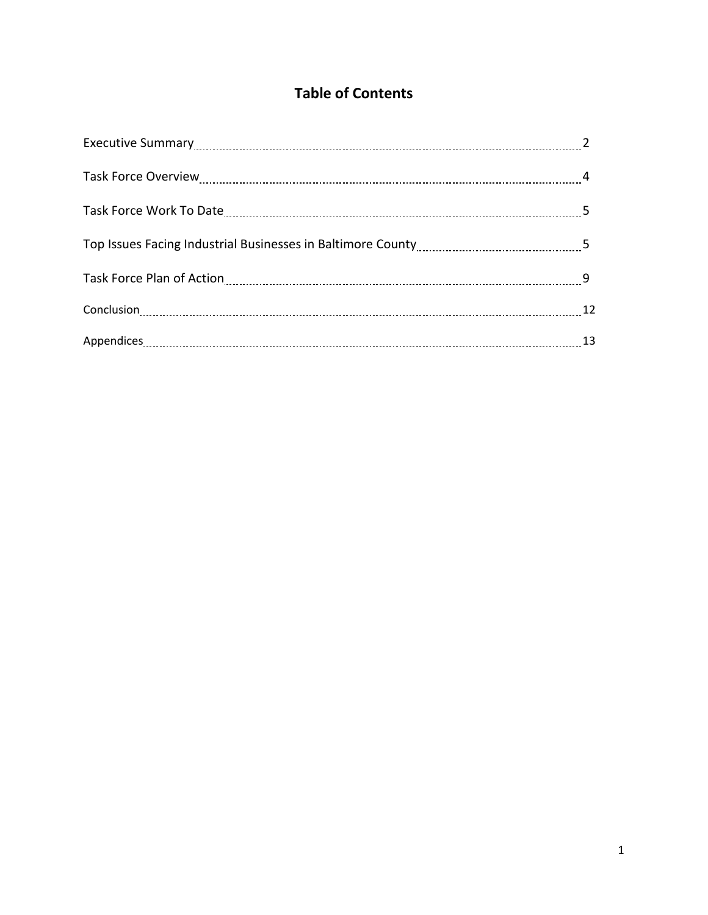# Table of Contents

| | |
|---|---|
| Executive Summary | 2 |
| Task Force Overview | 4 |
| Task Force Work To Date | 5 |
| Top Issues Facing Industrial Businesses in Baltimore County | 5 |
| Task Force Plan of Action | 9 |
| Conclusion | 12 |
| Appendices | 13 |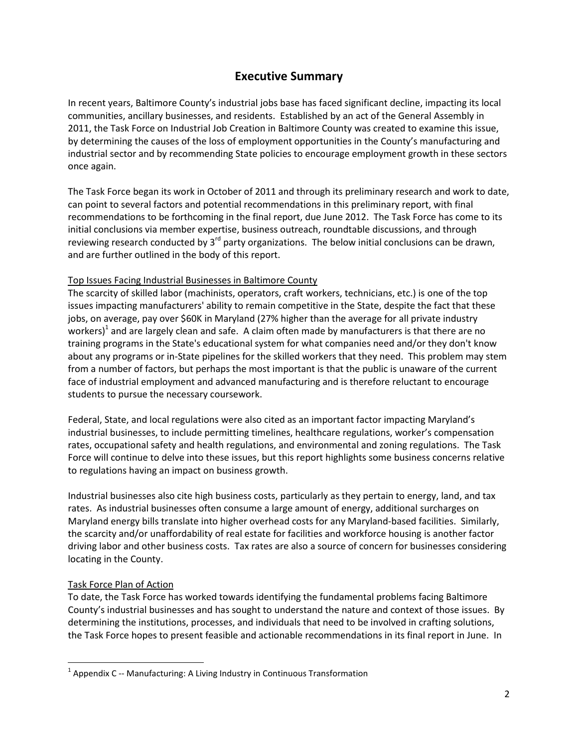# Executive Summary

In recent years, Baltimore County's industrial jobs base has faced significant decline, impacting its local communities, ancillary businesses, and residents. Established by an act of the General Assembly in 2011, the Task Force on Industrial Job Creation in Baltimore County was created to examine this issue, by determining the causes of the loss of employment opportunities in the County's manufacturing and industrial sector and by recommending State policies to encourage employment growth in these sectors once again.

The Task Force began its work in October of 2011 and through its preliminary research and work to date, can point to several factors and potential recommendations in this preliminary report, with final recommendations to be forthcoming in the final report, due June 2012. The Task Force has come to its initial conclusions via member expertise, business outreach, roundtable discussions, and through reviewing research conducted by 3rd party organizations. The below initial conclusions can be drawn, and are further outlined in the body of this report.

Top Issues Facing Industrial Businesses in Baltimore County

The scarcity of skilled labor (machinists, operators, craft workers, technicians, etc.) is one of the top issues impacting manufacturers' ability to remain competitive in the State, despite the fact that these jobs, on average, pay over $60K in Maryland (27% higher than the average for all private industry workers)[1] and are largely clean and safe. A claim often made by manufacturers is that there are no training programs in the State's educational system for what companies need and/or they don't know about any programs or in-State pipelines for the skilled workers that they need. This problem may stem from a number of factors, but perhaps the most important is that the public is unaware of the current face of industrial employment and advanced manufacturing and is therefore reluctant to encourage students to pursue the necessary coursework.

Federal, State, and local regulations were also cited as an important factor impacting Maryland's industrial businesses, to include permitting timelines, healthcare regulations, worker's compensation rates, occupational safety and health regulations, and environmental and zoning regulations. The Task Force will continue to delve into these issues, but this report highlights some business concerns relative to regulations having an impact on business growth.

Industrial businesses also cite high business costs, particularly as they pertain to energy, land, and tax rates. As industrial businesses often consume a large amount of energy, additional surcharges on Maryland energy bills translate into higher overhead costs for any Maryland-based facilities. Similarly, the scarcity and/or unaffordability of real estate for facilities and workforce housing is another factor driving labor and other business costs. Tax rates are also a source of concern for businesses considering locating in the County.

Task Force Plan of Action

To date, the Task Force has worked towards identifying the fundamental problems facing Baltimore County's industrial businesses and has sought to understand the nature and context of those issues. By determining the institutions, processes, and individuals that need to be involved in crafting solutions, the Task Force hopes to present feasible and actionable recommendations in its final report in June. In

[1] Appendix C -- Manufacturing: A Living Industry in Continuous Transformation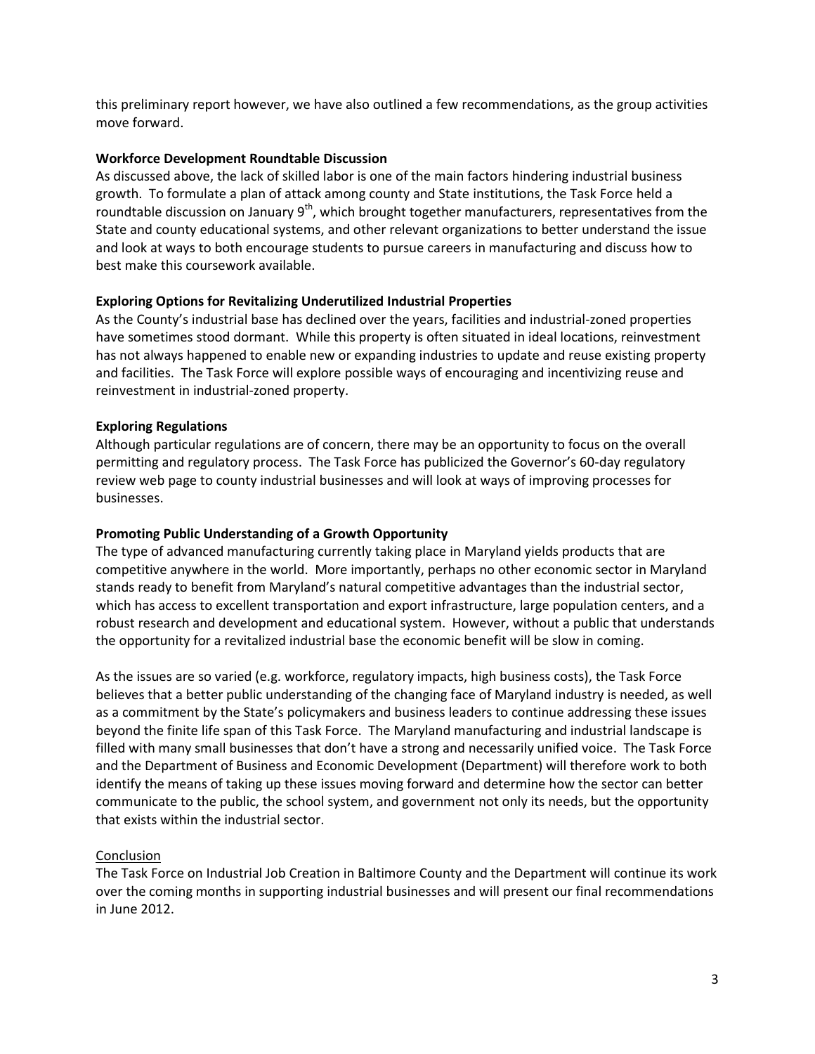this preliminary report however, we have also outlined a few recommendations, as the group activities move forward.

**Workforce Development Roundtable Discussion**
As discussed above, the lack of skilled labor is one of the main factors hindering industrial business growth. To formulate a plan of attack among county and State institutions, the Task Force held a roundtable discussion on January 9th, which brought together manufacturers, representatives from the State and county educational systems, and other relevant organizations to better understand the issue and look at ways to both encourage students to pursue careers in manufacturing and discuss how to best make this coursework available.

**Exploring Options for Revitalizing Underutilized Industrial Properties**
As the County's industrial base has declined over the years, facilities and industrial-zoned properties have sometimes stood dormant. While this property is often situated in ideal locations, reinvestment has not always happened to enable new or expanding industries to update and reuse existing property and facilities. The Task Force will explore possible ways of encouraging and incentivizing reuse and reinvestment in industrial-zoned property.

**Exploring Regulations**
Although particular regulations are of concern, there may be an opportunity to focus on the overall permitting and regulatory process. The Task Force has publicized the Governor's 60-day regulatory review web page to county industrial businesses and will look at ways of improving processes for businesses.

**Promoting Public Understanding of a Growth Opportunity**
The type of advanced manufacturing currently taking place in Maryland yields products that are competitive anywhere in the world. More importantly, perhaps no other economic sector in Maryland stands ready to benefit from Maryland's natural competitive advantages than the industrial sector, which has access to excellent transportation and export infrastructure, large population centers, and a robust research and development and educational system. However, without a public that understands the opportunity for a revitalized industrial base the economic benefit will be slow in coming.

As the issues are so varied (e.g. workforce, regulatory impacts, high business costs), the Task Force believes that a better public understanding of the changing face of Maryland industry is needed, as well as a commitment by the State's policymakers and business leaders to continue addressing these issues beyond the finite life span of this Task Force. The Maryland manufacturing and industrial landscape is filled with many small businesses that don't have a strong and necessarily unified voice. The Task Force and the Department of Business and Economic Development (Department) will therefore work to both identify the means of taking up these issues moving forward and determine how the sector can better communicate to the public, the school system, and government not only its needs, but the opportunity that exists within the industrial sector.

Conclusion
The Task Force on Industrial Job Creation in Baltimore County and the Department will continue its work over the coming months in supporting industrial businesses and will present our final recommendations in June 2012.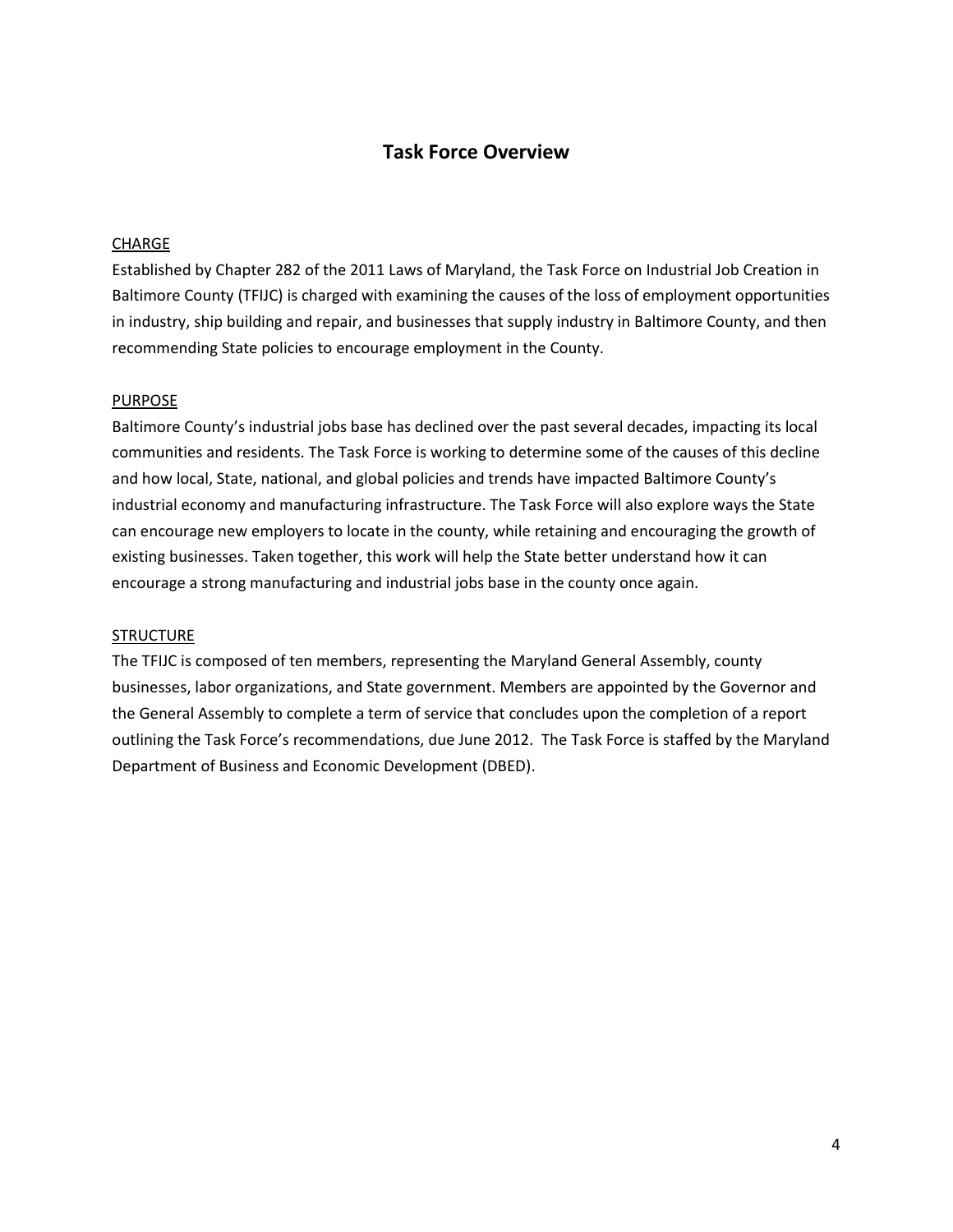## Task Force Overview

CHARGE

Established by Chapter 282 of the 2011 Laws of Maryland, the Task Force on Industrial Job Creation in Baltimore County (TFIJC) is charged with examining the causes of the loss of employment opportunities in industry, ship building and repair, and businesses that supply industry in Baltimore County, and then recommending State policies to encourage employment in the County.

PURPOSE

Baltimore County's industrial jobs base has declined over the past several decades, impacting its local communities and residents. The Task Force is working to determine some of the causes of this decline and how local, State, national, and global policies and trends have impacted Baltimore County's industrial economy and manufacturing infrastructure. The Task Force will also explore ways the State can encourage new employers to locate in the county, while retaining and encouraging the growth of existing businesses. Taken together, this work will help the State better understand how it can encourage a strong manufacturing and industrial jobs base in the county once again.

STRUCTURE

The TFIJC is composed of ten members, representing the Maryland General Assembly, county businesses, labor organizations, and State government. Members are appointed by the Governor and the General Assembly to complete a term of service that concludes upon the completion of a report outlining the Task Force's recommendations, due June 2012. The Task Force is staffed by the Maryland Department of Business and Economic Development (DBED).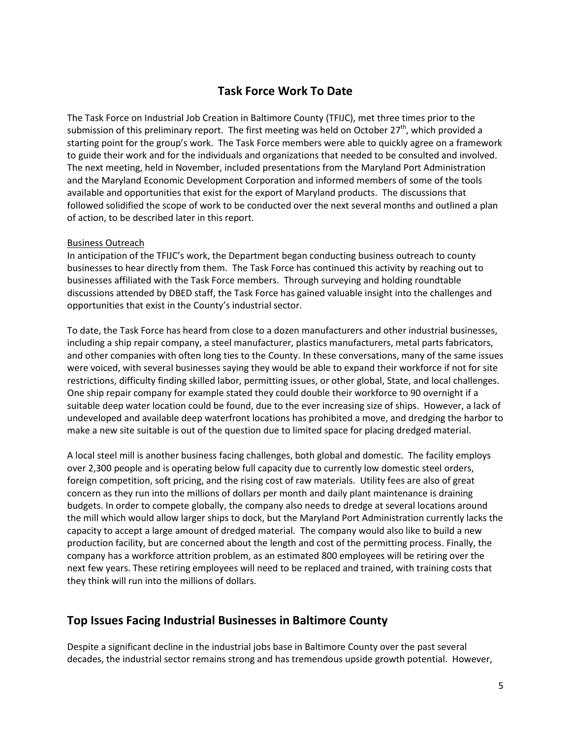## Task Force Work To Date

The Task Force on Industrial Job Creation in Baltimore County (TFIJC), met three times prior to the submission of this preliminary report. The first meeting was held on October 27th, which provided a starting point for the group's work. The Task Force members were able to quickly agree on a framework to guide their work and for the individuals and organizations that needed to be consulted and involved. The next meeting, held in November, included presentations from the Maryland Port Administration and the Maryland Economic Development Corporation and informed members of some of the tools available and opportunities that exist for the export of Maryland products. The discussions that followed solidified the scope of work to be conducted over the next several months and outlined a plan of action, to be described later in this report.

<u>Business Outreach</u>

In anticipation of the TFIJC's work, the Department began conducting business outreach to county businesses to hear directly from them. The Task Force has continued this activity by reaching out to businesses affiliated with the Task Force members. Through surveying and holding roundtable discussions attended by DBED staff, the Task Force has gained valuable insight into the challenges and opportunities that exist in the County's industrial sector.

To date, the Task Force has heard from close to a dozen manufacturers and other industrial businesses, including a ship repair company, a steel manufacturer, plastics manufacturers, metal parts fabricators, and other companies with often long ties to the County. In these conversations, many of the same issues were voiced, with several businesses saying they would be able to expand their workforce if not for site restrictions, difficulty finding skilled labor, permitting issues, or other global, State, and local challenges. One ship repair company for example stated they could double their workforce to 90 overnight if a suitable deep water location could be found, due to the ever increasing size of ships. However, a lack of undeveloped and available deep waterfront locations has prohibited a move, and dredging the harbor to make a new site suitable is out of the question due to limited space for placing dredged material.

A local steel mill is another business facing challenges, both global and domestic. The facility employs over 2,300 people and is operating below full capacity due to currently low domestic steel orders, foreign competition, soft pricing, and the rising cost of raw materials. Utility fees are also of great concern as they run into the millions of dollars per month and daily plant maintenance is draining budgets. In order to compete globally, the company also needs to dredge at several locations around the mill which would allow larger ships to dock, but the Maryland Port Administration currently lacks the capacity to accept a large amount of dredged material. The company would also like to build a new production facility, but are concerned about the length and cost of the permitting process. Finally, the company has a workforce attrition problem, as an estimated 800 employees will be retiring over the next few years. These retiring employees will need to be replaced and trained, with training costs that they think will run into the millions of dollars.

## Top Issues Facing Industrial Businesses in Baltimore County

Despite a significant decline in the industrial jobs base in Baltimore County over the past several decades, the industrial sector remains strong and has tremendous upside growth potential. However,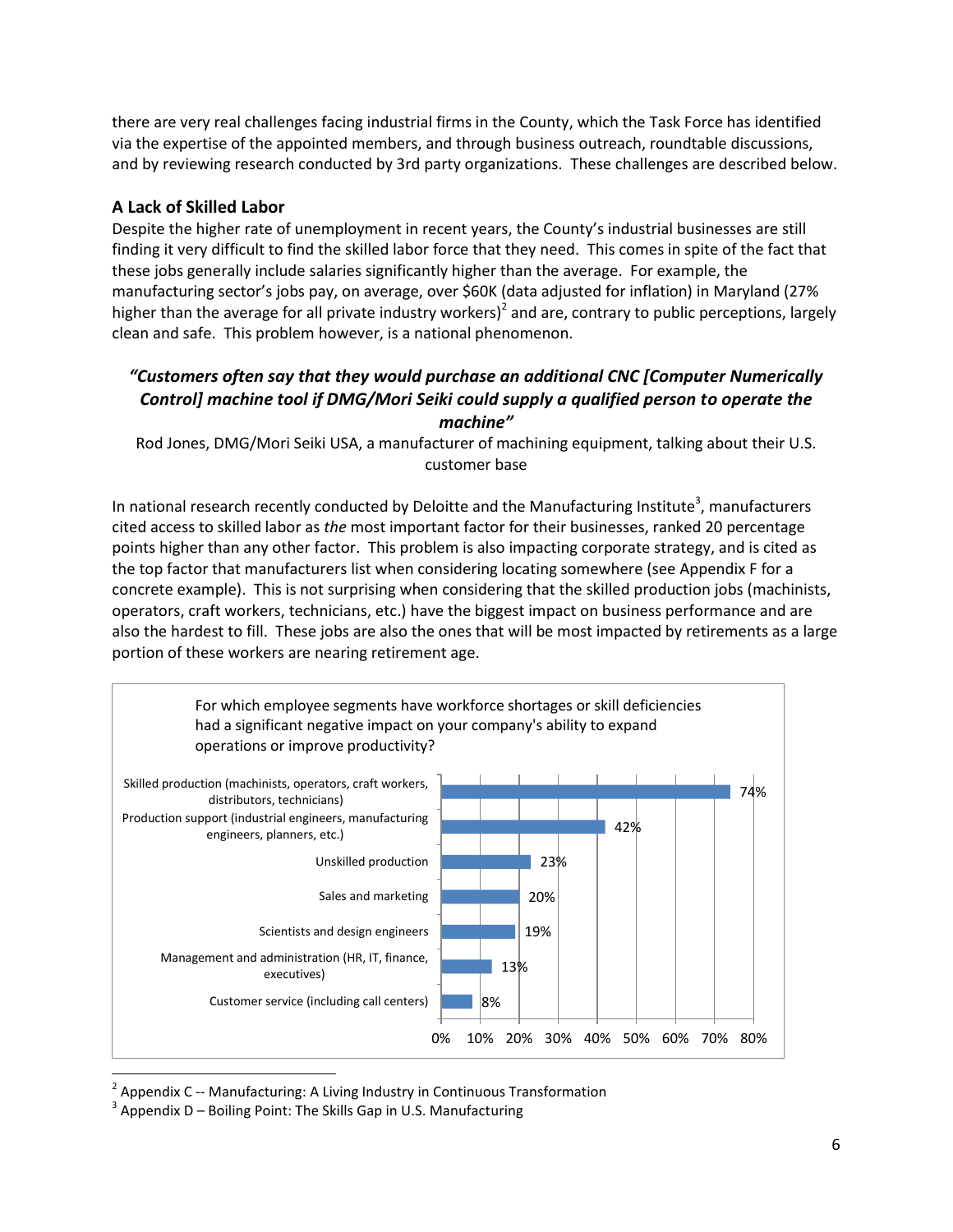there are very real challenges facing industrial firms in the County, which the Task Force has identified via the expertise of the appointed members, and through business outreach, roundtable discussions, and by reviewing research conducted by 3rd party organizations. These challenges are described below.

### A Lack of Skilled Labor

Despite the higher rate of unemployment in recent years, the County's industrial businesses are still finding it very difficult to find the skilled labor force that they need. This comes in spite of the fact that these jobs generally include salaries significantly higher than the average. For example, the manufacturing sector's jobs pay, on average, over $60K (data adjusted for inflation) in Maryland (27% higher than the average for all private industry workers)[2] and are, contrary to public perceptions, largely clean and safe. This problem however, is a national phenomenon.

***"Customers often say that they would purchase an additional CNC [Computer Numerically Control] machine tool if DMG/Mori Seiki could supply a qualified person to operate the machine"***

Rod Jones, DMG/Mori Seiki USA, a manufacturer of machining equipment, talking about their U.S. customer base

In national research recently conducted by Deloitte and the Manufacturing Institute[3], manufacturers cited access to skilled labor as *the* most important factor for their businesses, ranked 20 percentage points higher than any other factor. This problem is also impacting corporate strategy, and is cited as the top factor that manufacturers list when considering locating somewhere (see Appendix F for a concrete example). This is not surprising when considering that the skilled production jobs (machinists, operators, craft workers, technicians, etc.) have the biggest impact on business performance and are also the hardest to fill. These jobs are also the ones that will be most impacted by retirements as a large portion of these workers are nearing retirement age.

For which employee segments have workforce shortages or skill deficiencies had a significant negative impact on your company's ability to expand operations or improve productivity?

| Employee segment | Percentage |
|---|---|
| Skilled production (machinists, operators, craft workers, distributors, technicians) | 74% |
| Production support (industrial engineers, manufacturing engineers, planners, etc.) | 42% |
| Unskilled production | 23% |
| Sales and marketing | 20% |
| Scientists and design engineers | 19% |
| Management and administration (HR, IT, finance, executives) | 13% |
| Customer service (including call centers) | 8% |

[2] Appendix C -- Manufacturing: A Living Industry in Continuous Transformation

[3] Appendix D – Boiling Point: The Skills Gap in U.S. Manufacturing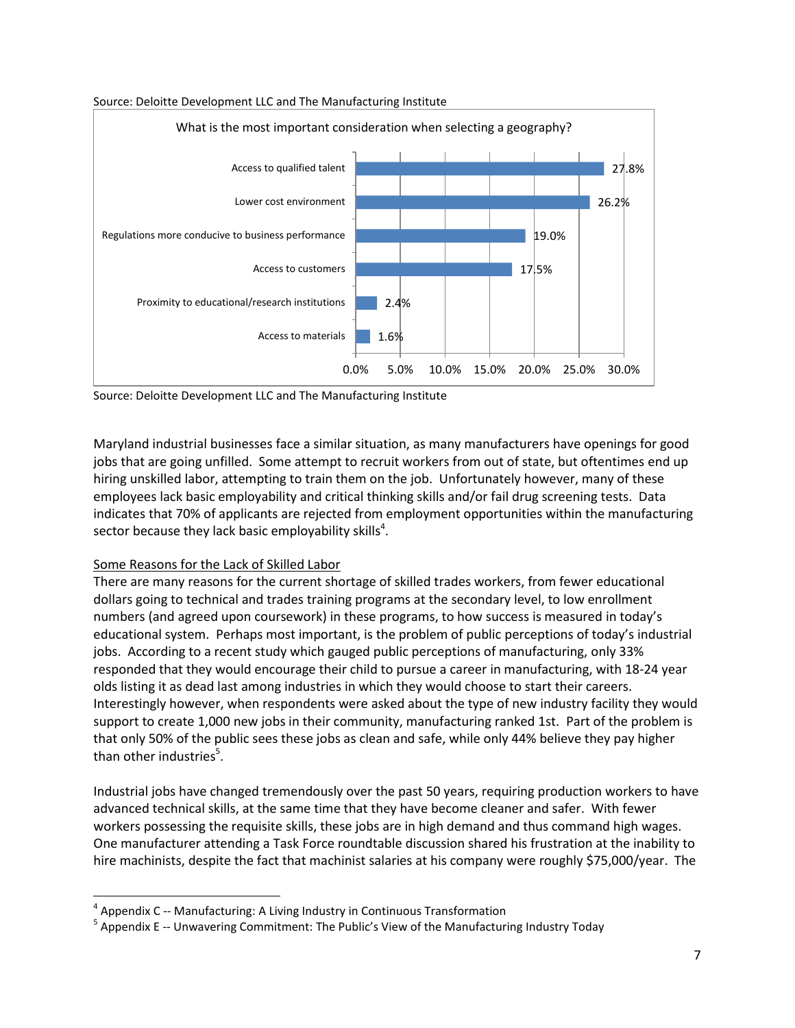Source: Deloitte Development LLC and The Manufacturing Institute

What is the most important consideration when selecting a geography?

| Consideration | Percentage |
| --- | --- |
| Access to qualified talent | 27.8% |
| Lower cost environment | 26.2% |
| Regulations more conducive to business performance | 19.0% |
| Access to customers | 17.5% |
| Proximity to educational/research institutions | 2.4% |
| Access to materials | 1.6% |

Source: Deloitte Development LLC and The Manufacturing Institute

Maryland industrial businesses face a similar situation, as many manufacturers have openings for good jobs that are going unfilled. Some attempt to recruit workers from out of state, but oftentimes end up hiring unskilled labor, attempting to train them on the job. Unfortunately however, many of these employees lack basic employability and critical thinking skills and/or fail drug screening tests. Data indicates that 70% of applicants are rejected from employment opportunities within the manufacturing sector because they lack basic employability skills[4].

<u>Some Reasons for the Lack of Skilled Labor</u>

There are many reasons for the current shortage of skilled trades workers, from fewer educational dollars going to technical and trades training programs at the secondary level, to low enrollment numbers (and agreed upon coursework) in these programs, to how success is measured in today's educational system. Perhaps most important, is the problem of public perceptions of today's industrial jobs. According to a recent study which gauged public perceptions of manufacturing, only 33% responded that they would encourage their child to pursue a career in manufacturing, with 18-24 year olds listing it as dead last among industries in which they would choose to start their careers. Interestingly however, when respondents were asked about the type of new industry facility they would support to create 1,000 new jobs in their community, manufacturing ranked 1st. Part of the problem is that only 50% of the public sees these jobs as clean and safe, while only 44% believe they pay higher than other industries[5].

Industrial jobs have changed tremendously over the past 50 years, requiring production workers to have advanced technical skills, at the same time that they have become cleaner and safer. With fewer workers possessing the requisite skills, these jobs are in high demand and thus command high wages. One manufacturer attending a Task Force roundtable discussion shared his frustration at the inability to hire machinists, despite the fact that machinist salaries at his company were roughly $75,000/year. The

[4] Appendix C -- Manufacturing: A Living Industry in Continuous Transformation

[5] Appendix E -- Unwavering Commitment: The Public's View of the Manufacturing Industry Today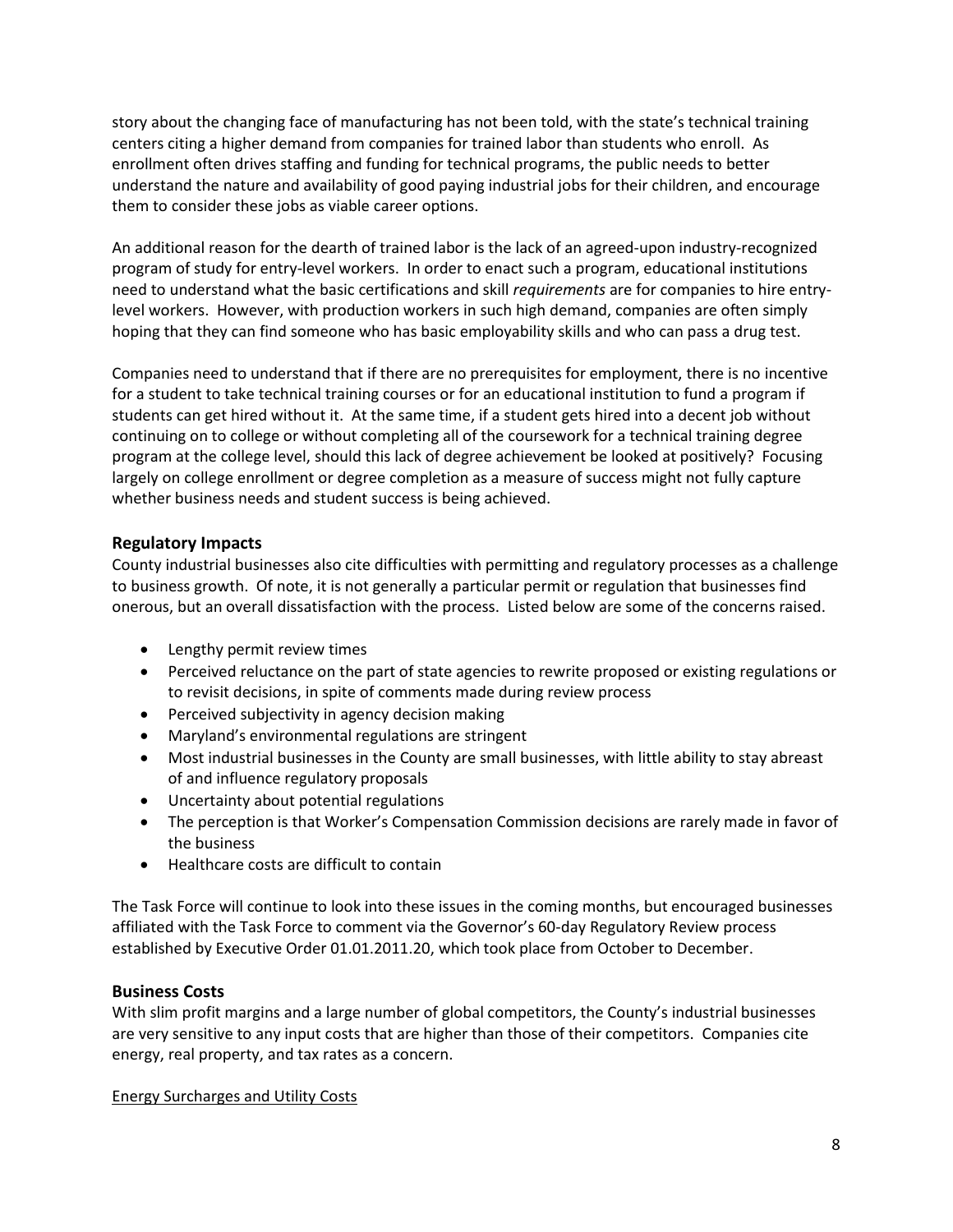story about the changing face of manufacturing has not been told, with the state's technical training centers citing a higher demand from companies for trained labor than students who enroll. As enrollment often drives staffing and funding for technical programs, the public needs to better understand the nature and availability of good paying industrial jobs for their children, and encourage them to consider these jobs as viable career options.

An additional reason for the dearth of trained labor is the lack of an agreed-upon industry-recognized program of study for entry-level workers. In order to enact such a program, educational institutions need to understand what the basic certifications and skill *requirements* are for companies to hire entry-level workers. However, with production workers in such high demand, companies are often simply hoping that they can find someone who has basic employability skills and who can pass a drug test.

Companies need to understand that if there are no prerequisites for employment, there is no incentive for a student to take technical training courses or for an educational institution to fund a program if students can get hired without it. At the same time, if a student gets hired into a decent job without continuing on to college or without completing all of the coursework for a technical training degree program at the college level, should this lack of degree achievement be looked at positively? Focusing largely on college enrollment or degree completion as a measure of success might not fully capture whether business needs and student success is being achieved.

## Regulatory Impacts

County industrial businesses also cite difficulties with permitting and regulatory processes as a challenge to business growth. Of note, it is not generally a particular permit or regulation that businesses find onerous, but an overall dissatisfaction with the process. Listed below are some of the concerns raised.

- Lengthy permit review times
- Perceived reluctance on the part of state agencies to rewrite proposed or existing regulations or to revisit decisions, in spite of comments made during review process
- Perceived subjectivity in agency decision making
- Maryland's environmental regulations are stringent
- Most industrial businesses in the County are small businesses, with little ability to stay abreast of and influence regulatory proposals
- Uncertainty about potential regulations
- The perception is that Worker's Compensation Commission decisions are rarely made in favor of the business
- Healthcare costs are difficult to contain

The Task Force will continue to look into these issues in the coming months, but encouraged businesses affiliated with the Task Force to comment via the Governor's 60-day Regulatory Review process established by Executive Order 01.01.2011.20, which took place from October to December.

## Business Costs

With slim profit margins and a large number of global competitors, the County's industrial businesses are very sensitive to any input costs that are higher than those of their competitors. Companies cite energy, real property, and tax rates as a concern.

<u>Energy Surcharges and Utility Costs</u>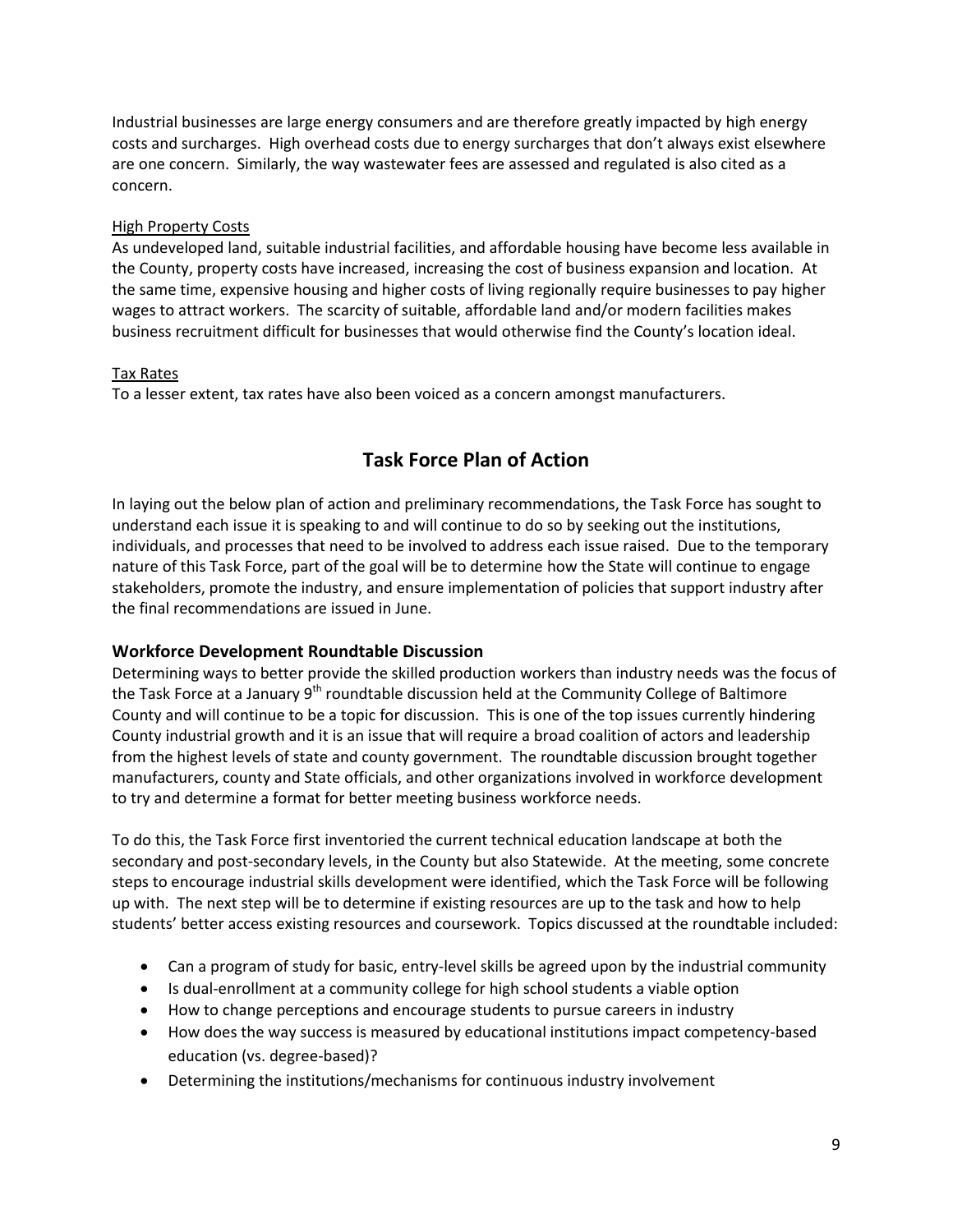Industrial businesses are large energy consumers and are therefore greatly impacted by high energy costs and surcharges. High overhead costs due to energy surcharges that don't always exist elsewhere are one concern. Similarly, the way wastewater fees are assessed and regulated is also cited as a concern.

<u>High Property Costs</u>

As undeveloped land, suitable industrial facilities, and affordable housing have become less available in the County, property costs have increased, increasing the cost of business expansion and location. At the same time, expensive housing and higher costs of living regionally require businesses to pay higher wages to attract workers. The scarcity of suitable, affordable land and/or modern facilities makes business recruitment difficult for businesses that would otherwise find the County's location ideal.

<u>Tax Rates</u>

To a lesser extent, tax rates have also been voiced as a concern amongst manufacturers.

## Task Force Plan of Action

In laying out the below plan of action and preliminary recommendations, the Task Force has sought to understand each issue it is speaking to and will continue to do so by seeking out the institutions, individuals, and processes that need to be involved to address each issue raised. Due to the temporary nature of this Task Force, part of the goal will be to determine how the State will continue to engage stakeholders, promote the industry, and ensure implementation of policies that support industry after the final recommendations are issued in June.

### Workforce Development Roundtable Discussion

Determining ways to better provide the skilled production workers than industry needs was the focus of the Task Force at a January 9th roundtable discussion held at the Community College of Baltimore County and will continue to be a topic for discussion. This is one of the top issues currently hindering County industrial growth and it is an issue that will require a broad coalition of actors and leadership from the highest levels of state and county government. The roundtable discussion brought together manufacturers, county and State officials, and other organizations involved in workforce development to try and determine a format for better meeting business workforce needs.

To do this, the Task Force first inventoried the current technical education landscape at both the secondary and post-secondary levels, in the County but also Statewide. At the meeting, some concrete steps to encourage industrial skills development were identified, which the Task Force will be following up with. The next step will be to determine if existing resources are up to the task and how to help students' better access existing resources and coursework. Topics discussed at the roundtable included:

- Can a program of study for basic, entry-level skills be agreed upon by the industrial community
- Is dual-enrollment at a community college for high school students a viable option
- How to change perceptions and encourage students to pursue careers in industry
- How does the way success is measured by educational institutions impact competency-based education (vs. degree-based)?
- Determining the institutions/mechanisms for continuous industry involvement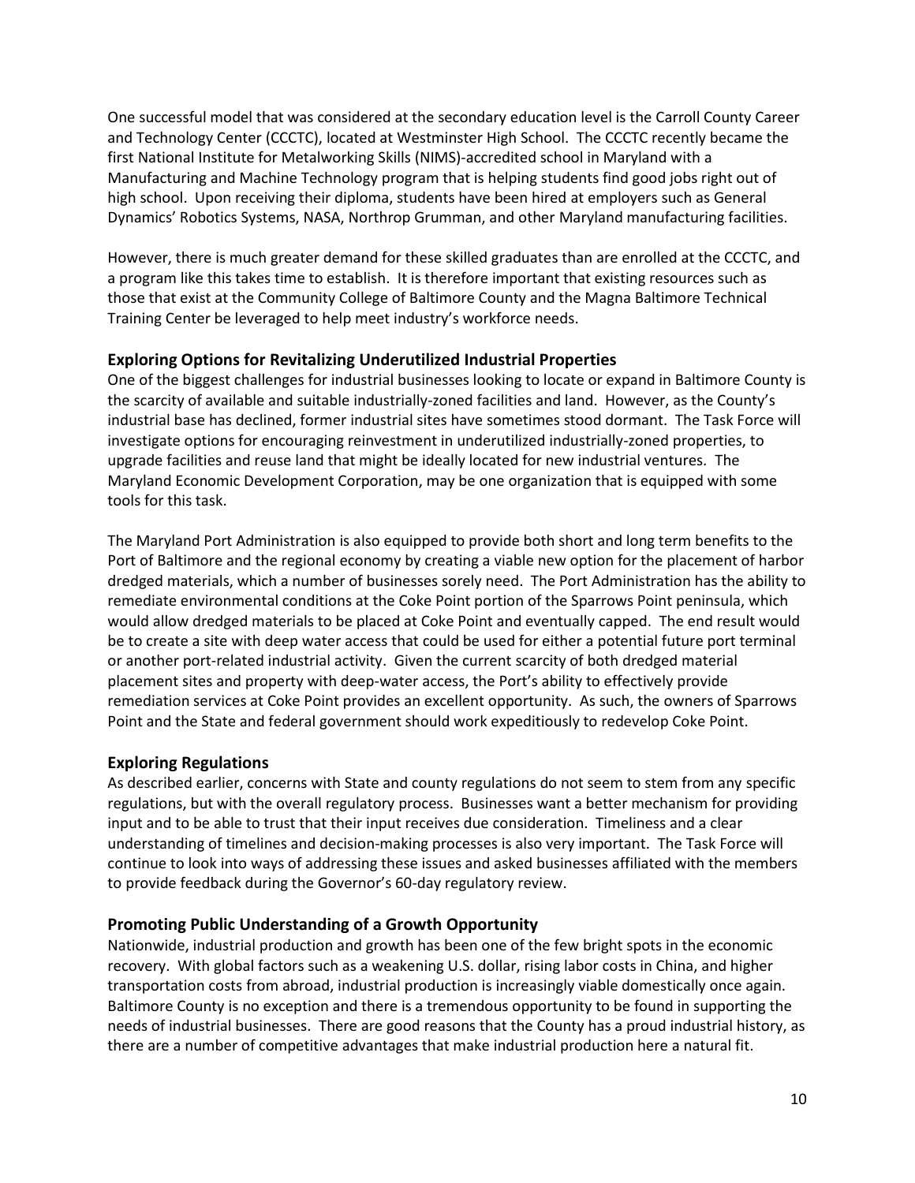One successful model that was considered at the secondary education level is the Carroll County Career and Technology Center (CCCTC), located at Westminster High School. The CCCTC recently became the first National Institute for Metalworking Skills (NIMS)-accredited school in Maryland with a Manufacturing and Machine Technology program that is helping students find good jobs right out of high school. Upon receiving their diploma, students have been hired at employers such as General Dynamics' Robotics Systems, NASA, Northrop Grumman, and other Maryland manufacturing facilities.

However, there is much greater demand for these skilled graduates than are enrolled at the CCCTC, and a program like this takes time to establish. It is therefore important that existing resources such as those that exist at the Community College of Baltimore County and the Magna Baltimore Technical Training Center be leveraged to help meet industry's workforce needs.

### Exploring Options for Revitalizing Underutilized Industrial Properties

One of the biggest challenges for industrial businesses looking to locate or expand in Baltimore County is the scarcity of available and suitable industrially-zoned facilities and land. However, as the County's industrial base has declined, former industrial sites have sometimes stood dormant. The Task Force will investigate options for encouraging reinvestment in underutilized industrially-zoned properties, to upgrade facilities and reuse land that might be ideally located for new industrial ventures. The Maryland Economic Development Corporation, may be one organization that is equipped with some tools for this task.

The Maryland Port Administration is also equipped to provide both short and long term benefits to the Port of Baltimore and the regional economy by creating a viable new option for the placement of harbor dredged materials, which a number of businesses sorely need. The Port Administration has the ability to remediate environmental conditions at the Coke Point portion of the Sparrows Point peninsula, which would allow dredged materials to be placed at Coke Point and eventually capped. The end result would be to create a site with deep water access that could be used for either a potential future port terminal or another port-related industrial activity. Given the current scarcity of both dredged material placement sites and property with deep-water access, the Port's ability to effectively provide remediation services at Coke Point provides an excellent opportunity. As such, the owners of Sparrows Point and the State and federal government should work expeditiously to redevelop Coke Point.

### Exploring Regulations

As described earlier, concerns with State and county regulations do not seem to stem from any specific regulations, but with the overall regulatory process. Businesses want a better mechanism for providing input and to be able to trust that their input receives due consideration. Timeliness and a clear understanding of timelines and decision-making processes is also very important. The Task Force will continue to look into ways of addressing these issues and asked businesses affiliated with the members to provide feedback during the Governor's 60-day regulatory review.

### Promoting Public Understanding of a Growth Opportunity

Nationwide, industrial production and growth has been one of the few bright spots in the economic recovery. With global factors such as a weakening U.S. dollar, rising labor costs in China, and higher transportation costs from abroad, industrial production is increasingly viable domestically once again. Baltimore County is no exception and there is a tremendous opportunity to be found in supporting the needs of industrial businesses. There are good reasons that the County has a proud industrial history, as there are a number of competitive advantages that make industrial production here a natural fit.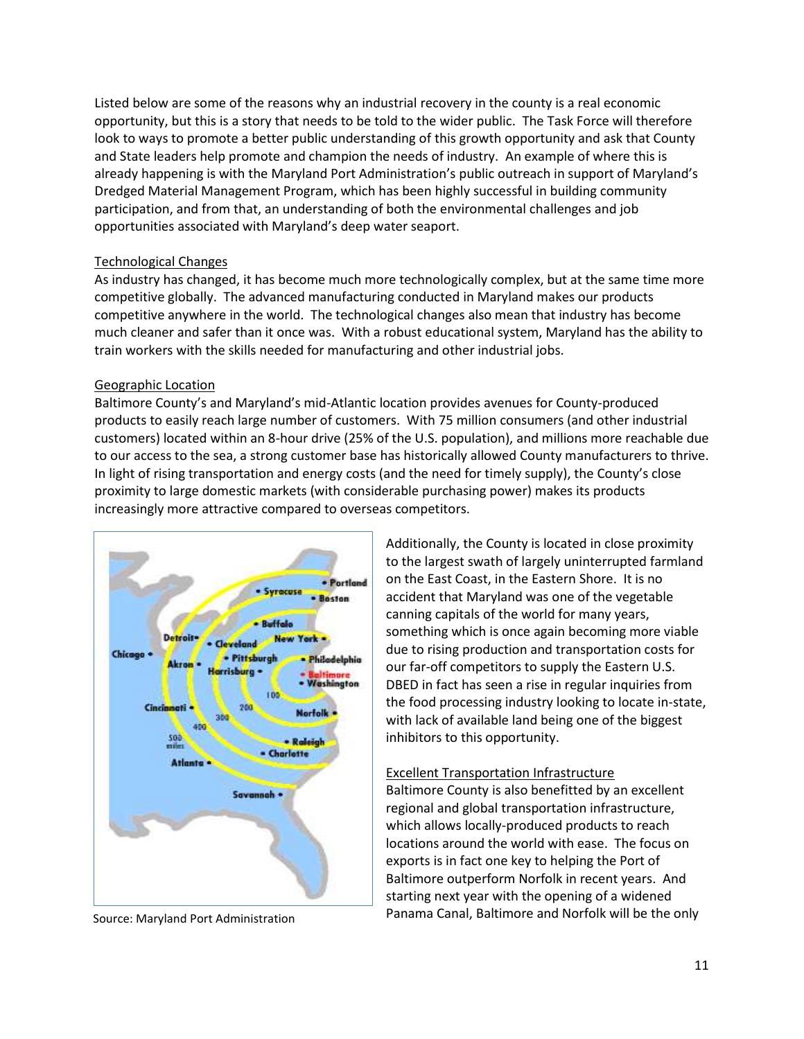Listed below are some of the reasons why an industrial recovery in the county is a real economic opportunity, but this is a story that needs to be told to the wider public. The Task Force will therefore look to ways to promote a better public understanding of this growth opportunity and ask that County and State leaders help promote and champion the needs of industry. An example of where this is already happening is with the Maryland Port Administration's public outreach in support of Maryland's Dredged Material Management Program, which has been highly successful in building community participation, and from that, an understanding of both the environmental challenges and job opportunities associated with Maryland's deep water seaport.

Technological Changes

As industry has changed, it has become much more technologically complex, but at the same time more competitive globally. The advanced manufacturing conducted in Maryland makes our products competitive anywhere in the world. The technological changes also mean that industry has become much cleaner and safer than it once was. With a robust educational system, Maryland has the ability to train workers with the skills needed for manufacturing and other industrial jobs.

Geographic Location

Baltimore County's and Maryland's mid-Atlantic location provides avenues for County-produced products to easily reach large number of customers. With 75 million consumers (and other industrial customers) located within an 8-hour drive (25% of the U.S. population), and millions more reachable due to our access to the sea, a strong customer base has historically allowed County manufacturers to thrive. In light of rising transportation and energy costs (and the need for timely supply), the County's close proximity to large domestic markets (with considerable purchasing power) makes its products increasingly more attractive compared to overseas competitors.

Source: Maryland Port Administration

Additionally, the County is located in close proximity to the largest swath of largely uninterrupted farmland on the East Coast, in the Eastern Shore. It is no accident that Maryland was one of the vegetable canning capitals of the world for many years, something which is once again becoming more viable due to rising production and transportation costs for our far-off competitors to supply the Eastern U.S. DBED in fact has seen a rise in regular inquiries from the food processing industry looking to locate in-state, with lack of available land being one of the biggest inhibitors to this opportunity.

Excellent Transportation Infrastructure

Baltimore County is also benefitted by an excellent regional and global transportation infrastructure, which allows locally-produced products to reach locations around the world with ease. The focus on exports is in fact one key to helping the Port of Baltimore outperform Norfolk in recent years. And starting next year with the opening of a widened Panama Canal, Baltimore and Norfolk will be the only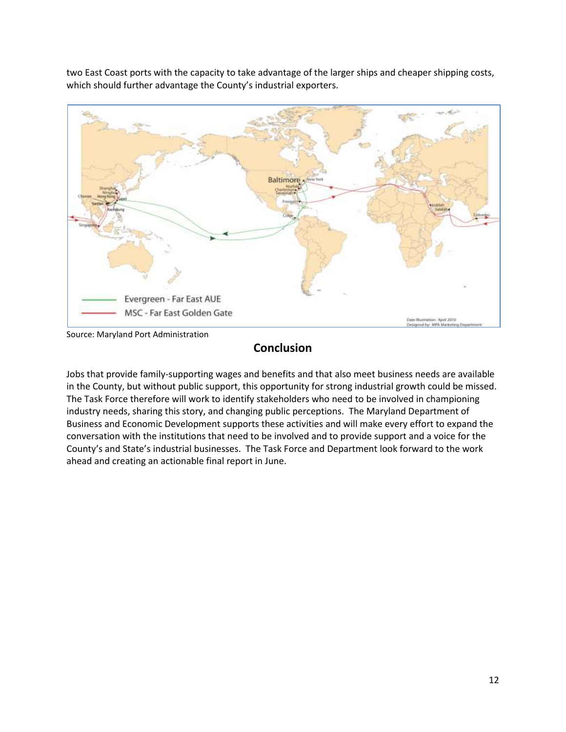two East Coast ports with the capacity to take advantage of the larger ships and cheaper shipping costs, which should further advantage the County's industrial exporters.

Source: Maryland Port Administration

## Conclusion

Jobs that provide family-supporting wages and benefits and that also meet business needs are available in the County, but without public support, this opportunity for strong industrial growth could be missed. The Task Force therefore will work to identify stakeholders who need to be involved in championing industry needs, sharing this story, and changing public perceptions. The Maryland Department of Business and Economic Development supports these activities and will make every effort to expand the conversation with the institutions that need to be involved and to provide support and a voice for the County's and State's industrial businesses. The Task Force and Department look forward to the work ahead and creating an actionable final report in June.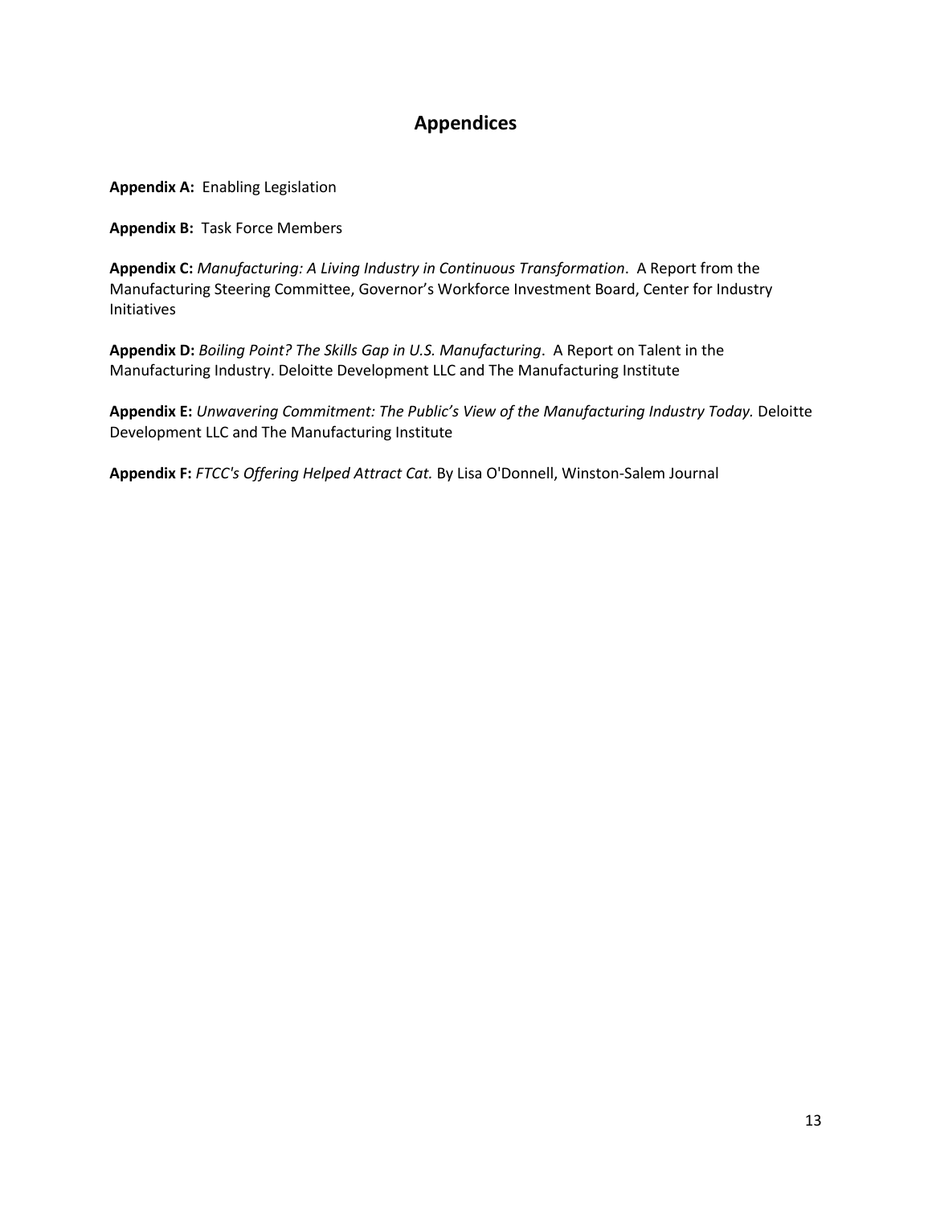# Appendices

**Appendix A:** Enabling Legislation

**Appendix B:** Task Force Members

**Appendix C:** *Manufacturing: A Living Industry in Continuous Transformation*. A Report from the Manufacturing Steering Committee, Governor's Workforce Investment Board, Center for Industry Initiatives

**Appendix D:** *Boiling Point? The Skills Gap in U.S. Manufacturing*. A Report on Talent in the Manufacturing Industry. Deloitte Development LLC and The Manufacturing Institute

**Appendix E:** *Unwavering Commitment: The Public's View of the Manufacturing Industry Today.* Deloitte Development LLC and The Manufacturing Institute

**Appendix F:** *FTCC's Offering Helped Attract Cat.* By Lisa O'Donnell, Winston-Salem Journal